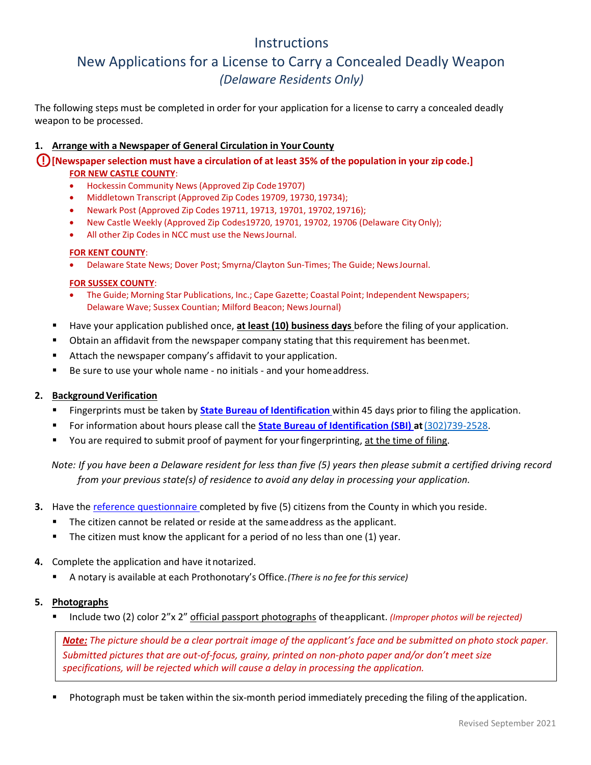# Instructions

## New Applications for a License to Carry a Concealed Deadly Weapon

### *(Delaware Residents Only)*

The following steps must be completed in order for your application for a license to carry a concealed deadly weapon to be processed.

**1. Arrange with a Newspaper of General Circulation in Your County**

**[Newspaper selection must have a circulation of at least 35% of the population in your zip code.]**

**FOR NEW CASTLE COUNTY**:

- Hockessin Community News (Approved Zip Code 19707)
- Middletown Transcript (Approved Zip Codes 19709, 19730, 19734);
- Newark Post (Approved Zip Codes 19711, 19713, 19701, 19702, 19716);
- New Castle Weekly (Approved Zip Codes19720, 19701, 19702, 19706 (Delaware City Only);
- All other Zip Codes in NCC must use the News Journal.

**FOR KENT COUNTY**:

- Delaware State News; Dover Post; Smyrna/Clayton Sun-Times; The Guide; News Journal.

**FOR SUSSEX COUNTY**:

- The Guide; Morning Star Publications, Inc.; Cape Gazette; Coastal Point; Independent Newspapers; Delaware Wave; Sussex Countian; Milford Beacon; News Journal)

- Have your application published once, **at least (10) business days** before the filing of your application.
- Obtain an affidavit from the newspaper company stating that this requirement has been met.
- Attach the newspaper company's affidavit to your application.
- Be sure to use your whole name - no initials - and your home address.

**2. Background Verification**

- Fingerprints must be taken by **State Bureau of Identification** within 45 days prior to filing the application.
- For information about hours please call the **State Bureau of Identification (SBI) at** (302)739-2528.
- You are required to submit proof of payment for your fingerprinting, at the time of filing.

*Note: If you have been a Delaware resident for less than five (5) years then please submit a certified driving record from your previous state(s) of residence to avoid any delay in processing your application.*

**3.** Have the reference questionnaire completed by five (5) citizens from the County in which you reside.

- The citizen cannot be related or reside at the same address as the applicant.
- The citizen must know the applicant for a period of no less than one (1) year.

**4.** Complete the application and have it notarized.

- A notary is available at each Prothonotary's Office. *(There is no fee for this service)*

**5. Photographs**

- Include two (2) color 2"x 2" official passport photographs of the applicant. *(Improper photos will be rejected)*

> ***Note:*** *The picture should be a clear portrait image of the applicant's face and be submitted on photo stock paper. Submitted pictures that are out-of-focus, grainy, printed on non-photo paper and/or don't meet size specifications, will be rejected which will cause a delay in processing the application.*

- Photograph must be taken within the six-month period immediately preceding the filing of the application.

Revised September 2021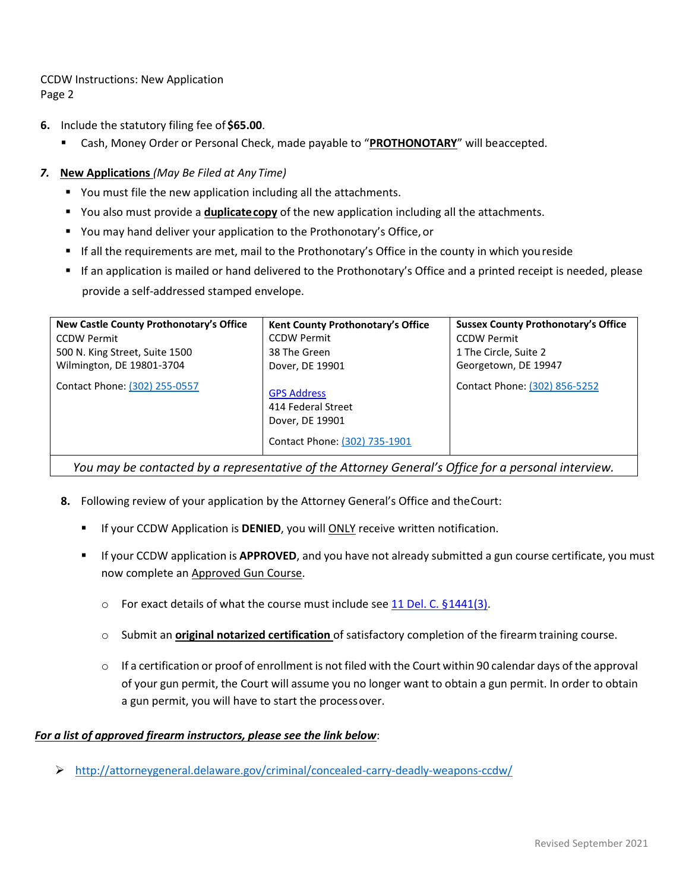CCDW Instructions: New Application
Page 2

6. Include the statutory filing fee of **$65.00**.
   - Cash, Money Order or Personal Check, made payable to "**PROTHONOTARY**" will be accepted.

7. ***New Applications*** *(May Be Filed at Any Time)*
   - You must file the new application including all the attachments.
   - You also must provide a **duplicate copy** of the new application including all the attachments.
   - You may hand deliver your application to the Prothonotary's Office, or
   - If all the requirements are met, mail to the Prothonotary's Office in the county in which you reside
   - If an application is mailed or hand delivered to the Prothonotary's Office and a printed receipt is needed, please provide a self-addressed stamped envelope.

| New Castle County Prothonotary's Office | Kent County Prothonotary's Office | Sussex County Prothonotary's Office |
|---|---|---|
| CCDW Permit<br>500 N. King Street, Suite 1500<br>Wilmington, DE 19801-3704<br><br>Contact Phone: (302) 255-0557 | CCDW Permit<br>38 The Green<br>Dover, DE 19901<br><br>GPS Address<br>414 Federal Street<br>Dover, DE 19901<br><br>Contact Phone: (302) 735-1901 | CCDW Permit<br>1 The Circle, Suite 2<br>Georgetown, DE 19947<br><br>Contact Phone: (302) 856-5252 |
| *You may be contacted by a representative of the Attorney General's Office for a personal interview.* | | |

8. Following review of your application by the Attorney General's Office and the Court:
   - If your CCDW Application is **DENIED**, you will ONLY receive written notification.
   - If your CCDW application is **APPROVED**, and you have not already submitted a gun course certificate, you must now complete an Approved Gun Course.
     - For exact details of what the course must include see 11 Del. C. §1441(3).
     - Submit an **original notarized certification** of satisfactory completion of the firearm training course.
     - If a certification or proof of enrollment is not filed with the Court within 90 calendar days of the approval of your gun permit, the Court will assume you no longer want to obtain a gun permit. In order to obtain a gun permit, you will have to start the process over.

***For a list of approved firearm instructors, please see the link below***:

- http://attorneygeneral.delaware.gov/criminal/concealed-carry-deadly-weapons-ccdw/

Revised September 2021